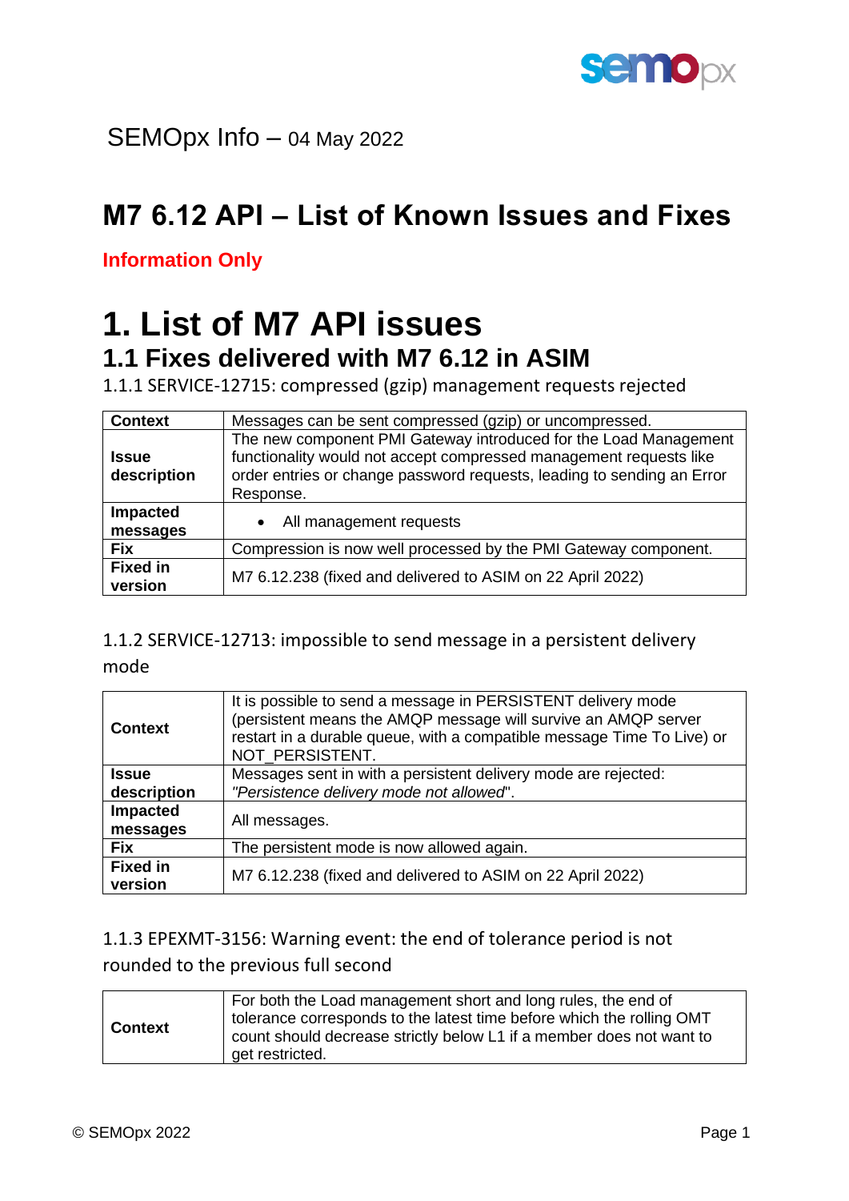SEMOpx Info – 04 May 2022

# M7 6.12 API – List of Known Issues and Fixes

**Information Only**

# 1. List of M7 API issues

## 1.1 Fixes delivered with M7 6.12 in ASIM

### 1.1.1 SERVICE-12715: compressed (gzip) management requests rejected

| **Context** | Messages can be sent compressed (gzip) or uncompressed. |
|---|---|
| **Issue description** | The new component PMI Gateway introduced for the Load Management functionality would not accept compressed management requests like order entries or change password requests, leading to sending an Error Response. |
| **Impacted messages** | • All management requests |
| **Fix** | Compression is now well processed by the PMI Gateway component. |
| **Fixed in version** | M7 6.12.238 (fixed and delivered to ASIM on 22 April 2022) |

### 1.1.2 SERVICE-12713: impossible to send message in a persistent delivery mode

| **Context** | It is possible to send a message in PERSISTENT delivery mode (persistent means the AMQP message will survive an AMQP server restart in a durable queue, with a compatible message Time To Live) or NOT_PERSISTENT. |
|---|---|
| **Issue description** | Messages sent in with a persistent delivery mode are rejected: *"Persistence delivery mode not allowed*". |
| **Impacted messages** | All messages. |
| **Fix** | The persistent mode is now allowed again. |
| **Fixed in version** | M7 6.12.238 (fixed and delivered to ASIM on 22 April 2022) |

### 1.1.3 EPEXMT-3156: Warning event: the end of tolerance period is not rounded to the previous full second

| **Context** | For both the Load management short and long rules, the end of tolerance corresponds to the latest time before which the rolling OMT count should decrease strictly below L1 if a member does not want to get restricted. |
|---|---|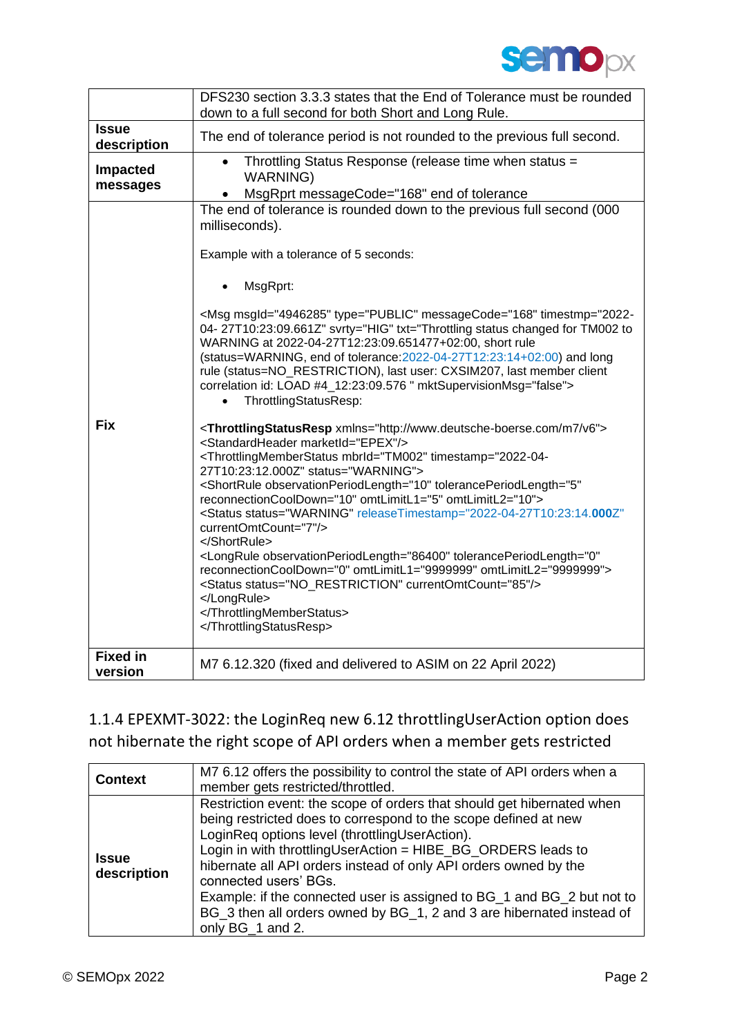| | |
|---|---|
| | DFS230 section 3.3.3 states that the End of Tolerance must be rounded down to a full second for both Short and Long Rule. |
| **Issue description** | The end of tolerance period is not rounded to the previous full second. |
| **Impacted messages** | • Throttling Status Response (release time when status = WARNING)<br>• MsgRprt messageCode="168" end of tolerance |
| **Fix** | The end of tolerance is rounded down to the previous full second (000 milliseconds).<br><br>Example with a tolerance of 5 seconds:<br><br>• MsgRprt:<br><br><Msg msgId="4946285" type="PUBLIC" messageCode="168" timestmp="2022-04- 27T10:23:09.661Z" svrty="HIG" txt="Throttling status changed for TM002 to WARNING at 2022-04-27T12:23:09.651477+02:00, short rule (status=WARNING, end of tolerance:2022-04-27T12:23:14+02:00) and long rule (status=NO_RESTRICTION), last user: CXSIM207, last member client correlation id: LOAD #4_12:23:09.576 " mktSupervisionMsg="false"><br>• ThrottlingStatusResp:<br><br><**ThrottlingStatusResp** xmlns="http://www.deutsche-boerse.com/m7/v6"><br><StandardHeader marketId="EPEX"/><br><ThrottlingMemberStatus mbrId="TM002" timestamp="2022-04-27T10:23:12.000Z" status="WARNING"><br><ShortRule observationPeriodLength="10" tolerancePeriodLength="5" reconnectionCoolDown="10" omtLimitL1="5" omtLimitL2="10"><br><Status status="WARNING" releaseTimestamp="2022-04-27T10:23:14.**000**Z" currentOmtCount="7"/><br></ShortRule><br><LongRule observationPeriodLength="86400" tolerancePeriodLength="0" reconnectionCoolDown="0" omtLimitL1="9999999" omtLimitL2="9999999"><br><Status status="NO_RESTRICTION" currentOmtCount="85"/><br></LongRule><br></ThrottlingMemberStatus><br></ThrottlingStatusResp> |
| **Fixed in version** | M7 6.12.320 (fixed and delivered to ASIM on 22 April 2022) |

### 1.1.4 EPEXMT-3022: the LoginReq new 6.12 throttlingUserAction option does not hibernate the right scope of API orders when a member gets restricted

| | |
|---|---|
| **Context** | M7 6.12 offers the possibility to control the state of API orders when a member gets restricted/throttled. |
| **Issue description** | Restriction event: the scope of orders that should get hibernated when being restricted does to correspond to the scope defined at new LoginReq options level (throttlingUserAction).<br>Login in with throttlingUserAction = HIBE_BG_ORDERS leads to hibernate all API orders instead of only API orders owned by the connected users' BGs.<br>Example: if the connected user is assigned to BG_1 and BG_2 but not to BG_3 then all orders owned by BG_1, 2 and 3 are hibernated instead of only BG_1 and 2. |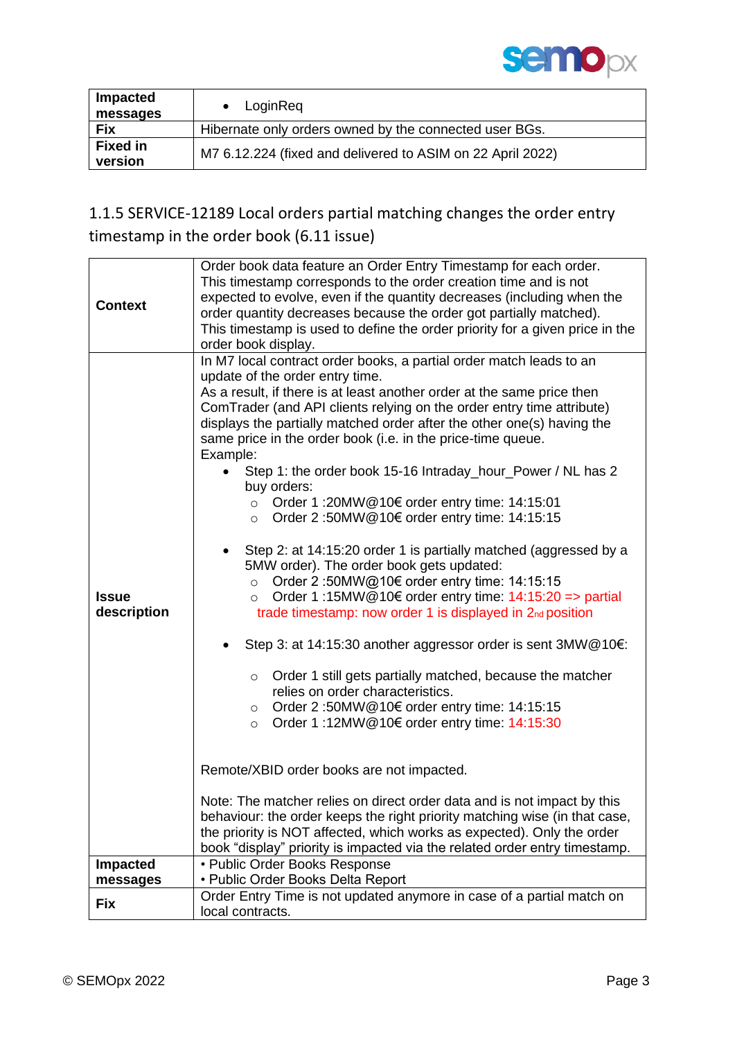| Impacted messages | • LoginReq |
|---|---|
| Fix | Hibernate only orders owned by the connected user BGs. |
| Fixed in version | M7 6.12.224 (fixed and delivered to ASIM on 22 April 2022) |

### 1.1.5 SERVICE-12189 Local orders partial matching changes the order entry timestamp in the order book (6.11 issue)

| **Context** | Order book data feature an Order Entry Timestamp for each order. This timestamp corresponds to the order creation time and is not expected to evolve, even if the quantity decreases (including when the order quantity decreases because the order got partially matched). This timestamp is used to define the order priority for a given price in the order book display. |
|---|---|
| **Issue description** | In M7 local contract order books, a partial order match leads to an update of the order entry time.<br>As a result, if there is at least another order at the same price then ComTrader (and API clients relying on the order entry time attribute) displays the partially matched order after the other one(s) having the same price in the order book (i.e. in the price-time queue.<br>Example:<br>• Step 1: the order book 15-16 Intraday_hour_Power / NL has 2 buy orders:<br>  ○ Order 1 :20MW@10€ order entry time: 14:15:01<br>  ○ Order 2 :50MW@10€ order entry time: 14:15:15<br><br>• Step 2: at 14:15:20 order 1 is partially matched (aggressed by a 5MW order). The order book gets updated:<br>  ○ Order 2 :50MW@10€ order entry time: 14:15:15<br>  ○ Order 1 :15MW@10€ order entry time: 14:15:20 => partial trade timestamp: now order 1 is displayed in 2nd position<br><br>• Step 3: at 14:15:30 another aggressor order is sent 3MW@10€:<br><br>  ○ Order 1 still gets partially matched, because the matcher relies on order characteristics.<br>  ○ Order 2 :50MW@10€ order entry time: 14:15:15<br>  ○ Order 1 :12MW@10€ order entry time: 14:15:30<br><br>Remote/XBID order books are not impacted.<br><br>Note: The matcher relies on direct order data and is not impact by this behaviour: the order keeps the right priority matching wise (in that case, the priority is NOT affected, which works as expected). Only the order book "display" priority is impacted via the related order entry timestamp. |
| **Impacted messages** | • Public Order Books Response<br>• Public Order Books Delta Report |
| **Fix** | Order Entry Time is not updated anymore in case of a partial match on local contracts. |

© SEMOpx 2022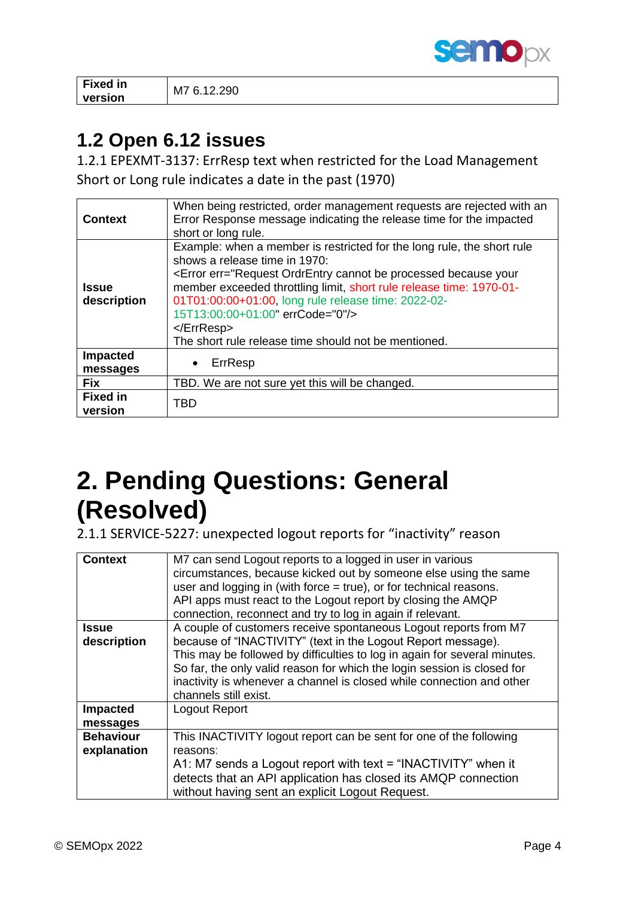| Fixed in version | M7 6.12.290 |
|---|---|

## 1.2 Open 6.12 issues

### 1.2.1 EPEXMT-3137: ErrResp text when restricted for the Load Management Short or Long rule indicates a date in the past (1970)

| Context | When being restricted, order management requests are rejected with an Error Response message indicating the release time for the impacted short or long rule. |
|---|---|
| Issue description | Example: when a member is restricted for the long rule, the short rule shows a release time in 1970:<br><Error err="Request OrdrEntry cannot be processed because your member exceeded throttling limit, short rule release time: 1970-01-01T01:00:00+01:00, long rule release time: 2022-02-15T13:00:00+01:00" errCode="0"/><br></ErrResp><br>The short rule release time should not be mentioned. |
| Impacted messages | • ErrResp |
| Fix | TBD. We are not sure yet this will be changed. |
| Fixed in version | TBD |

# 2. Pending Questions: General (Resolved)

### 2.1.1 SERVICE-5227: unexpected logout reports for "inactivity" reason

| Context | M7 can send Logout reports to a logged in user in various circumstances, because kicked out by someone else using the same user and logging in (with force = true), or for technical reasons.<br>API apps must react to the Logout report by closing the AMQP connection, reconnect and try to log in again if relevant. |
|---|---|
| Issue description | A couple of customers receive spontaneous Logout reports from M7 because of "INACTIVITY" (text in the Logout Report message).<br>This may be followed by difficulties to log in again for several minutes.<br>So far, the only valid reason for which the login session is closed for inactivity is whenever a channel is closed while connection and other channels still exist. |
| Impacted messages | Logout Report |
| Behaviour explanation | This INACTIVITY logout report can be sent for one of the following reasons:<br>A1: M7 sends a Logout report with text = "INACTIVITY" when it detects that an API application has closed its AMQP connection without having sent an explicit Logout Request. |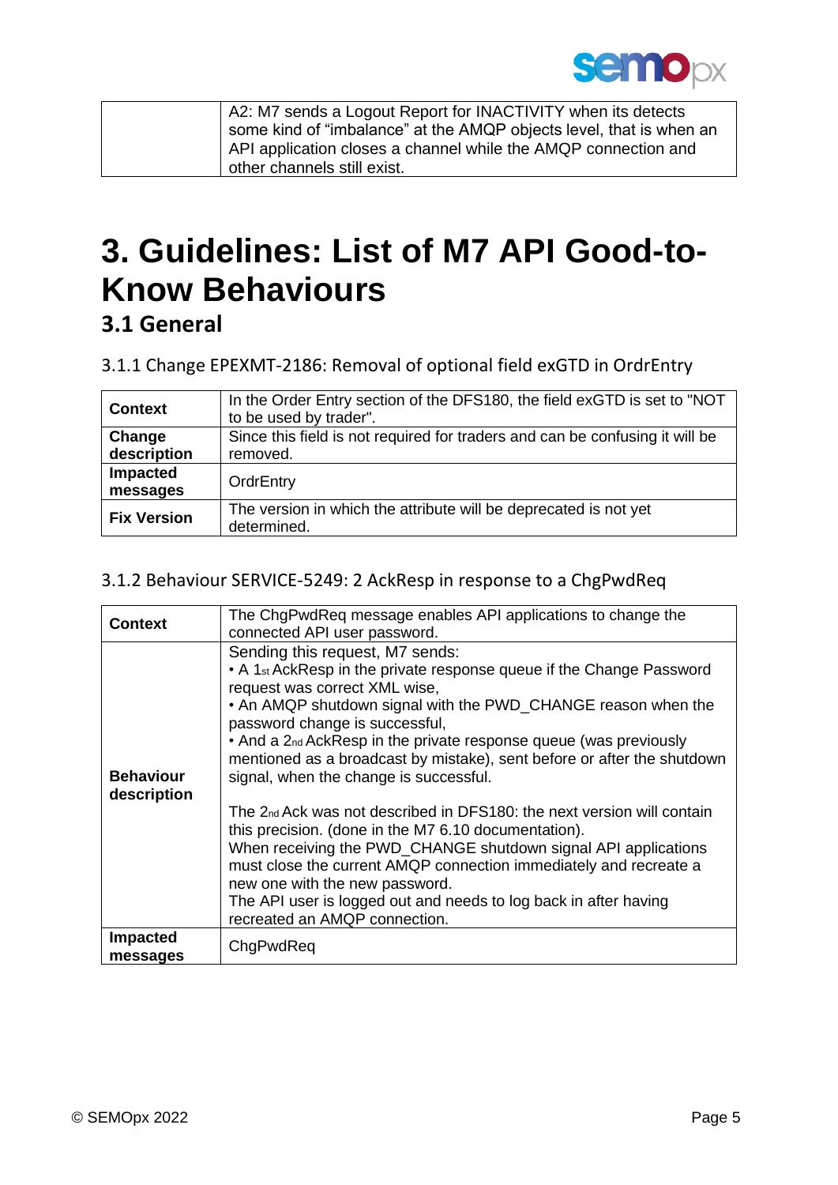| | |
|---|---|
| | A2: M7 sends a Logout Report for INACTIVITY when its detects some kind of "imbalance" at the AMQP objects level, that is when an API application closes a channel while the AMQP connection and other channels still exist. |

# 3. Guidelines: List of M7 API Good-to-Know Behaviours

## 3.1 General

### 3.1.1 Change EPEXMT-2186: Removal of optional field exGTD in OrdrEntry

| | |
|---|---|
| **Context** | In the Order Entry section of the DFS180, the field exGTD is set to "NOT to be used by trader". |
| **Change description** | Since this field is not required for traders and can be confusing it will be removed. |
| **Impacted messages** | OrdrEntry |
| **Fix Version** | The version in which the attribute will be deprecated is not yet determined. |

### 3.1.2 Behaviour SERVICE-5249: 2 AckResp in response to a ChgPwdReq

| | |
|---|---|
| **Context** | The ChgPwdReq message enables API applications to change the connected API user password. |
| **Behaviour description** | Sending this request, M7 sends:<br>• A 1st AckResp in the private response queue if the Change Password request was correct XML wise,<br>• An AMQP shutdown signal with the PWD_CHANGE reason when the password change is successful,<br>• And a 2nd AckResp in the private response queue (was previously mentioned as a broadcast by mistake), sent before or after the shutdown signal, when the change is successful.<br><br>The 2nd Ack was not described in DFS180: the next version will contain this precision. (done in the M7 6.10 documentation).<br>When receiving the PWD_CHANGE shutdown signal API applications must close the current AMQP connection immediately and recreate a new one with the new password.<br>The API user is logged out and needs to log back in after having recreated an AMQP connection. |
| **Impacted messages** | ChgPwdReq |